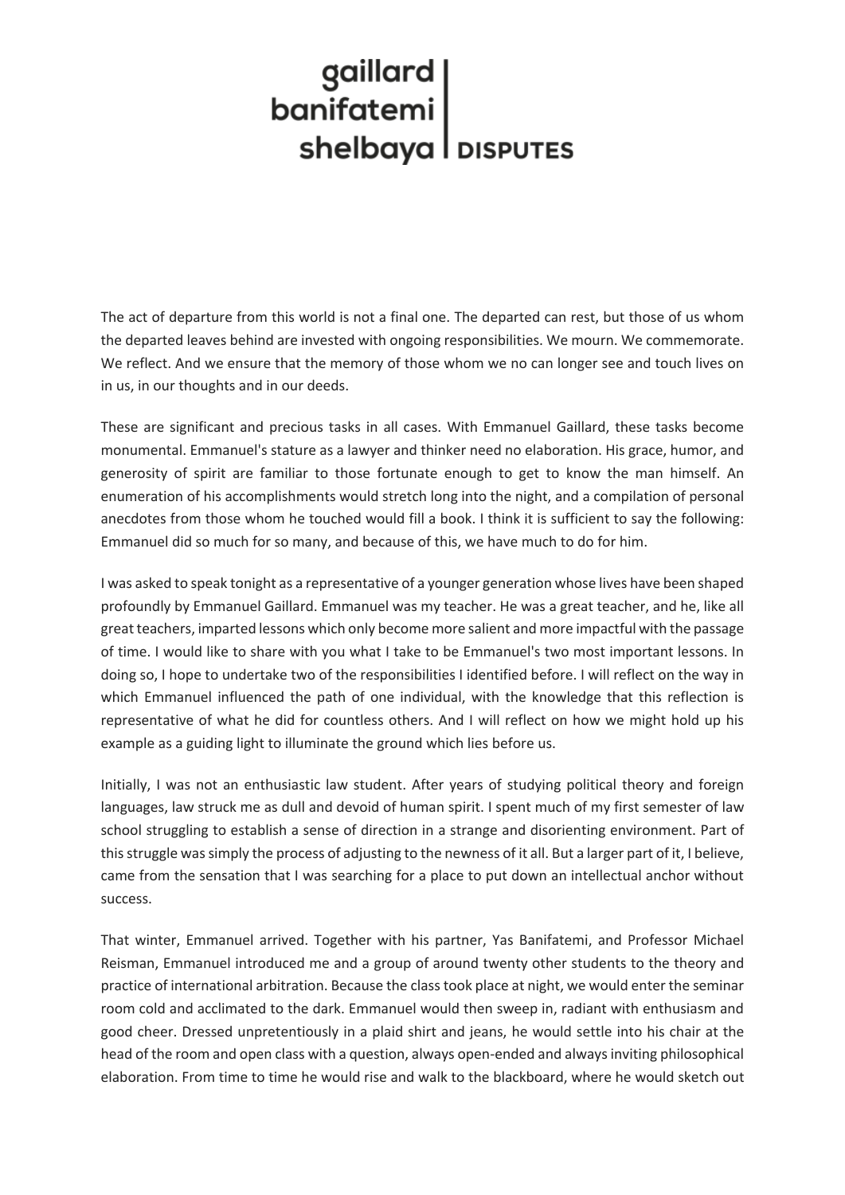gaillard
banifatemi
shelbaya | DISPUTES

The act of departure from this world is not a final one. The departed can rest, but those of us whom the departed leaves behind are invested with ongoing responsibilities. We mourn. We commemorate. We reflect. And we ensure that the memory of those whom we no can longer see and touch lives on in us, in our thoughts and in our deeds.

These are significant and precious tasks in all cases. With Emmanuel Gaillard, these tasks become monumental. Emmanuel's stature as a lawyer and thinker need no elaboration. His grace, humor, and generosity of spirit are familiar to those fortunate enough to get to know the man himself. An enumeration of his accomplishments would stretch long into the night, and a compilation of personal anecdotes from those whom he touched would fill a book. I think it is sufficient to say the following: Emmanuel did so much for so many, and because of this, we have much to do for him.

I was asked to speak tonight as a representative of a younger generation whose lives have been shaped profoundly by Emmanuel Gaillard. Emmanuel was my teacher. He was a great teacher, and he, like all great teachers, imparted lessons which only become more salient and more impactful with the passage of time. I would like to share with you what I take to be Emmanuel's two most important lessons. In doing so, I hope to undertake two of the responsibilities I identified before. I will reflect on the way in which Emmanuel influenced the path of one individual, with the knowledge that this reflection is representative of what he did for countless others. And I will reflect on how we might hold up his example as a guiding light to illuminate the ground which lies before us.

Initially, I was not an enthusiastic law student. After years of studying political theory and foreign languages, law struck me as dull and devoid of human spirit. I spent much of my first semester of law school struggling to establish a sense of direction in a strange and disorienting environment. Part of this struggle was simply the process of adjusting to the newness of it all. But a larger part of it, I believe, came from the sensation that I was searching for a place to put down an intellectual anchor without success.

That winter, Emmanuel arrived. Together with his partner, Yas Banifatemi, and Professor Michael Reisman, Emmanuel introduced me and a group of around twenty other students to the theory and practice of international arbitration. Because the class took place at night, we would enter the seminar room cold and acclimated to the dark. Emmanuel would then sweep in, radiant with enthusiasm and good cheer. Dressed unpretentiously in a plaid shirt and jeans, he would settle into his chair at the head of the room and open class with a question, always open-ended and always inviting philosophical elaboration. From time to time he would rise and walk to the blackboard, where he would sketch out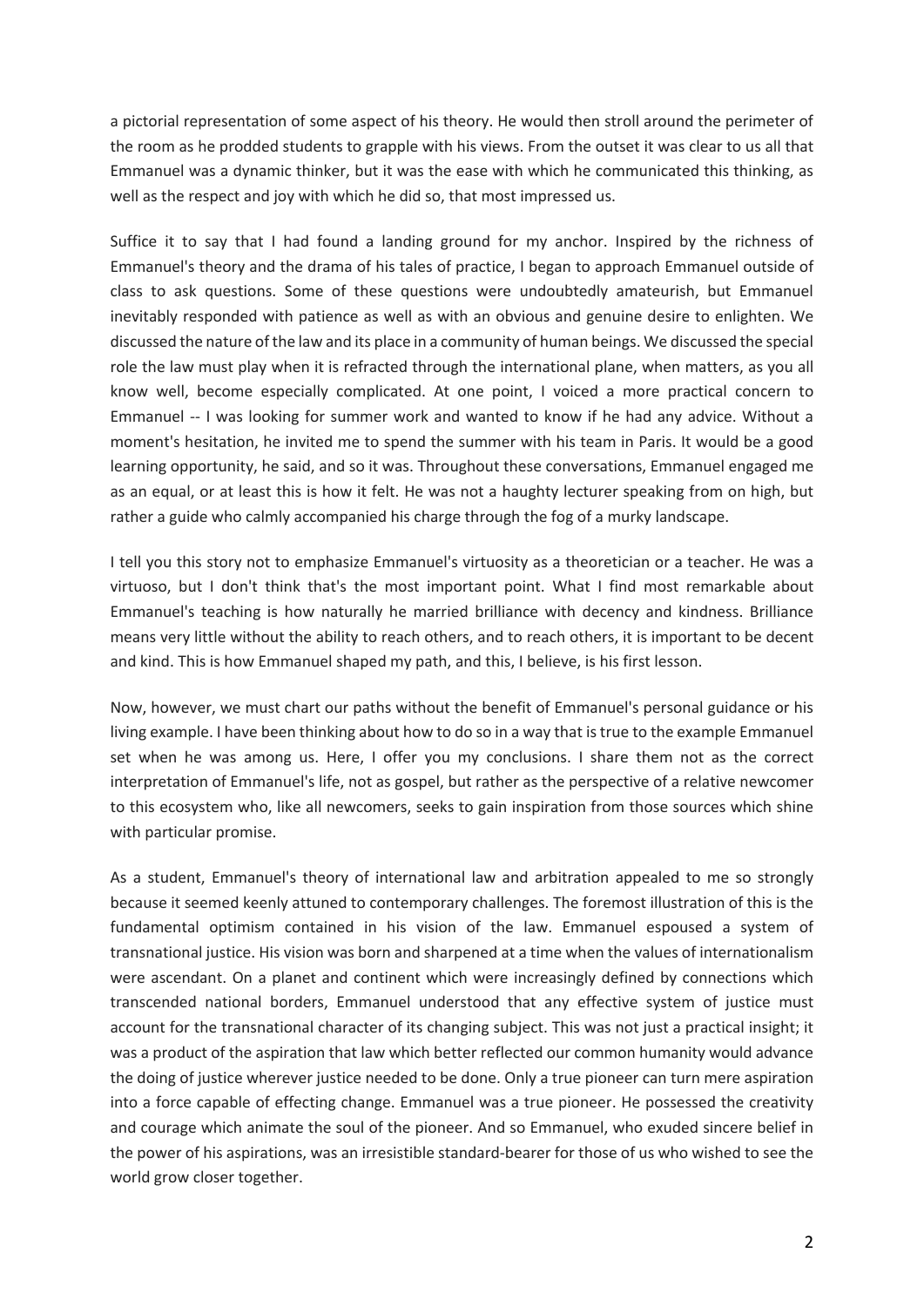a pictorial representation of some aspect of his theory. He would then stroll around the perimeter of the room as he prodded students to grapple with his views. From the outset it was clear to us all that Emmanuel was a dynamic thinker, but it was the ease with which he communicated this thinking, as well as the respect and joy with which he did so, that most impressed us.

Suffice it to say that I had found a landing ground for my anchor. Inspired by the richness of Emmanuel's theory and the drama of his tales of practice, I began to approach Emmanuel outside of class to ask questions. Some of these questions were undoubtedly amateurish, but Emmanuel inevitably responded with patience as well as with an obvious and genuine desire to enlighten. We discussed the nature of the law and its place in a community of human beings. We discussed the special role the law must play when it is refracted through the international plane, when matters, as you all know well, become especially complicated. At one point, I voiced a more practical concern to Emmanuel -- I was looking for summer work and wanted to know if he had any advice. Without a moment's hesitation, he invited me to spend the summer with his team in Paris. It would be a good learning opportunity, he said, and so it was. Throughout these conversations, Emmanuel engaged me as an equal, or at least this is how it felt. He was not a haughty lecturer speaking from on high, but rather a guide who calmly accompanied his charge through the fog of a murky landscape.

I tell you this story not to emphasize Emmanuel's virtuosity as a theoretician or a teacher. He was a virtuoso, but I don't think that's the most important point. What I find most remarkable about Emmanuel's teaching is how naturally he married brilliance with decency and kindness. Brilliance means very little without the ability to reach others, and to reach others, it is important to be decent and kind. This is how Emmanuel shaped my path, and this, I believe, is his first lesson.

Now, however, we must chart our paths without the benefit of Emmanuel's personal guidance or his living example. I have been thinking about how to do so in a way that is true to the example Emmanuel set when he was among us. Here, I offer you my conclusions. I share them not as the correct interpretation of Emmanuel's life, not as gospel, but rather as the perspective of a relative newcomer to this ecosystem who, like all newcomers, seeks to gain inspiration from those sources which shine with particular promise.

As a student, Emmanuel's theory of international law and arbitration appealed to me so strongly because it seemed keenly attuned to contemporary challenges. The foremost illustration of this is the fundamental optimism contained in his vision of the law. Emmanuel espoused a system of transnational justice. His vision was born and sharpened at a time when the values of internationalism were ascendant. On a planet and continent which were increasingly defined by connections which transcended national borders, Emmanuel understood that any effective system of justice must account for the transnational character of its changing subject. This was not just a practical insight; it was a product of the aspiration that law which better reflected our common humanity would advance the doing of justice wherever justice needed to be done. Only a true pioneer can turn mere aspiration into a force capable of effecting change. Emmanuel was a true pioneer. He possessed the creativity and courage which animate the soul of the pioneer. And so Emmanuel, who exuded sincere belief in the power of his aspirations, was an irresistible standard-bearer for those of us who wished to see the world grow closer together.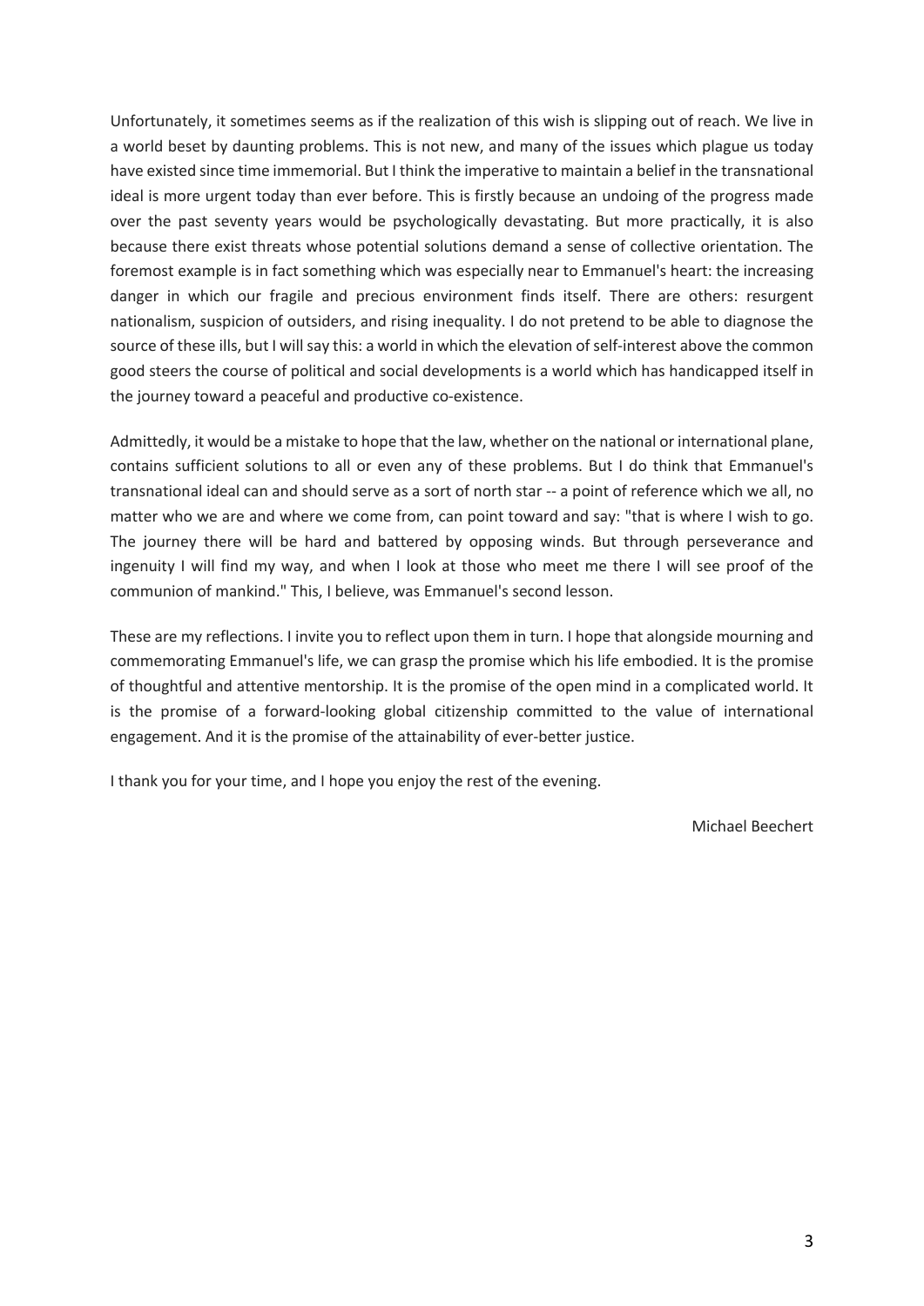Unfortunately, it sometimes seems as if the realization of this wish is slipping out of reach. We live in a world beset by daunting problems. This is not new, and many of the issues which plague us today have existed since time immemorial. But I think the imperative to maintain a belief in the transnational ideal is more urgent today than ever before. This is firstly because an undoing of the progress made over the past seventy years would be psychologically devastating. But more practically, it is also because there exist threats whose potential solutions demand a sense of collective orientation. The foremost example is in fact something which was especially near to Emmanuel's heart: the increasing danger in which our fragile and precious environment finds itself. There are others: resurgent nationalism, suspicion of outsiders, and rising inequality. I do not pretend to be able to diagnose the source of these ills, but I will say this: a world in which the elevation of self-interest above the common good steers the course of political and social developments is a world which has handicapped itself in the journey toward a peaceful and productive co-existence.

Admittedly, it would be a mistake to hope that the law, whether on the national or international plane, contains sufficient solutions to all or even any of these problems. But I do think that Emmanuel's transnational ideal can and should serve as a sort of north star -- a point of reference which we all, no matter who we are and where we come from, can point toward and say: "that is where I wish to go. The journey there will be hard and battered by opposing winds. But through perseverance and ingenuity I will find my way, and when I look at those who meet me there I will see proof of the communion of mankind." This, I believe, was Emmanuel's second lesson.

These are my reflections. I invite you to reflect upon them in turn. I hope that alongside mourning and commemorating Emmanuel's life, we can grasp the promise which his life embodied. It is the promise of thoughtful and attentive mentorship. It is the promise of the open mind in a complicated world. It is the promise of a forward-looking global citizenship committed to the value of international engagement. And it is the promise of the attainability of ever-better justice.

I thank you for your time, and I hope you enjoy the rest of the evening.

Michael Beechert